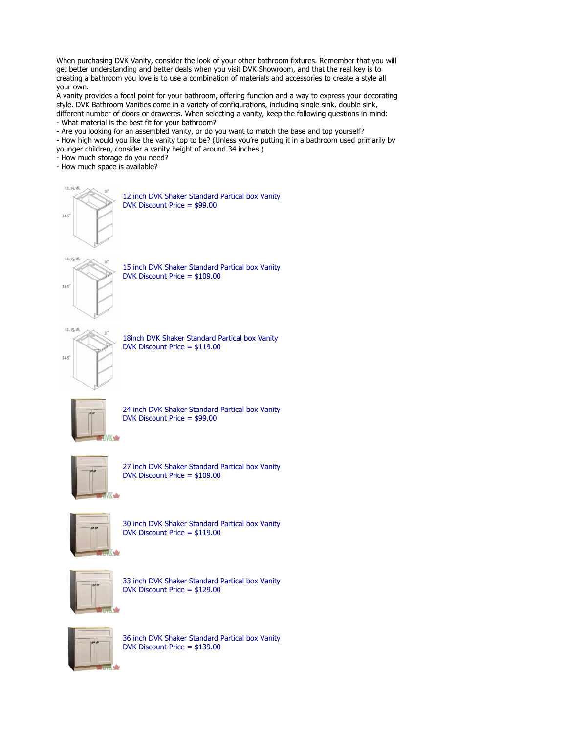When purchasing DVK Vanity, consider the look of your other bathroom fixtures. Remember that you will get better understanding and better deals when you visit DVK Showroom, and that the real key is to creating a bathroom you love is to use a combination of materials and accessories to create a style all your own.

A vanity provides a focal point for your bathroom, offering function and a way to express your decorating style. DVK Bathroom Vanities come in a variety of configurations, including single sink, double sink, different number of doors or draweres. When selecting a vanity, keep the following questions in mind:

- What material is the best fit for your bathroom?
- Are you looking for an assembled vanity, or do you want to match the base and top yourself?
- How high would you like the vanity top to be? (Unless you're putting it in a bathroom used primarily by younger children, consider a vanity height of around 34 inches.)
- How much storage do you need?
- How much space is available?

12 inch DVK Shaker Standard Partical box Vanity
DVK Discount Price = $99.00

15 inch DVK Shaker Standard Partical box Vanity
DVK Discount Price = $109.00

18inch DVK Shaker Standard Partical box Vanity
DVK Discount Price = $119.00

24 inch DVK Shaker Standard Partical box Vanity
DVK Discount Price = $99.00

27 inch DVK Shaker Standard Partical box Vanity
DVK Discount Price = $109.00

30 inch DVK Shaker Standard Partical box Vanity
DVK Discount Price = $119.00

33 inch DVK Shaker Standard Partical box Vanity
DVK Discount Price = $129.00

36 inch DVK Shaker Standard Partical box Vanity
DVK Discount Price = $139.00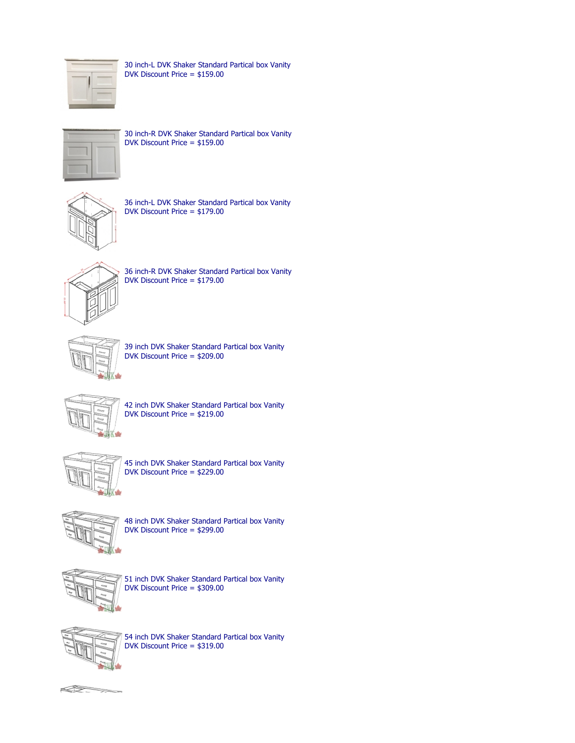30 inch-L DVK Shaker Standard Partical box Vanity
DVK Discount Price = $159.00

30 inch-R DVK Shaker Standard Partical box Vanity
DVK Discount Price = $159.00

36 inch-L DVK Shaker Standard Partical box Vanity
DVK Discount Price = $179.00

36 inch-R DVK Shaker Standard Partical box Vanity
DVK Discount Price = $179.00

39 inch DVK Shaker Standard Partical box Vanity
DVK Discount Price = $209.00

42 inch DVK Shaker Standard Partical box Vanity
DVK Discount Price = $219.00

45 inch DVK Shaker Standard Partical box Vanity
DVK Discount Price = $229.00

48 inch DVK Shaker Standard Partical box Vanity
DVK Discount Price = $299.00

51 inch DVK Shaker Standard Partical box Vanity
DVK Discount Price = $309.00

54 inch DVK Shaker Standard Partical box Vanity
DVK Discount Price = $319.00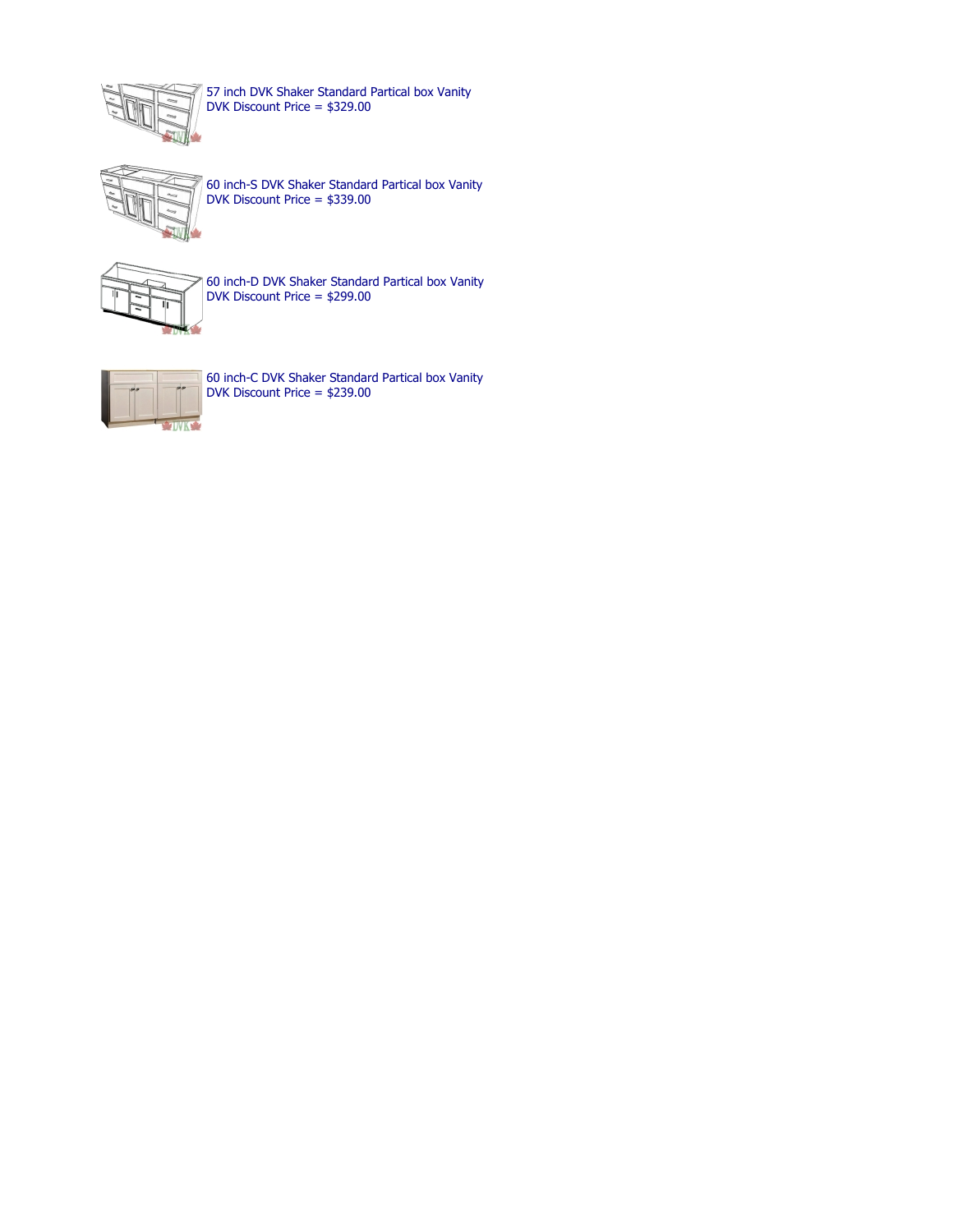57 inch DVK Shaker Standard Partical box Vanity
DVK Discount Price = $329.00

60 inch-S DVK Shaker Standard Partical box Vanity
DVK Discount Price = $339.00

60 inch-D DVK Shaker Standard Partical box Vanity
DVK Discount Price = $299.00

60 inch-C DVK Shaker Standard Partical box Vanity
DVK Discount Price = $239.00